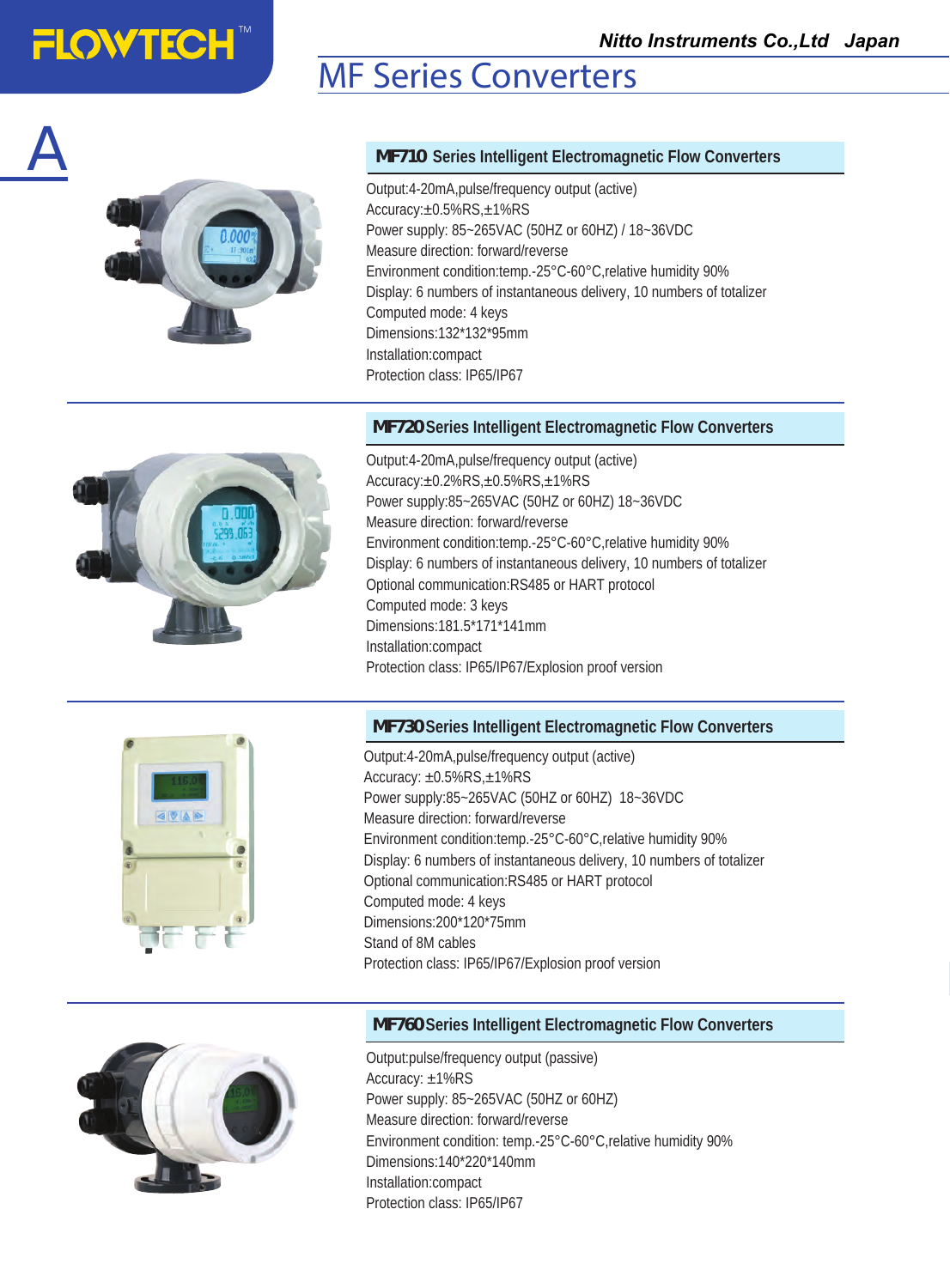FLOWTECH™

*Nitto Instruments Co.,Ltd Japan*

# MF Series Converters

A

## MF710 Series Intelligent Electromagnetic Flow Converters

Output:4-20mA,pulse/frequency output (active)
Accuracy:±0.5%RS,±1%RS
Power supply: 85~265VAC (50HZ or 60HZ) / 18~36VDC
Measure direction: forward/reverse
Environment condition:temp.-25°C-60°C,relative humidity 90%
Display: 6 numbers of instantaneous delivery, 10 numbers of totalizer
Computed mode: 4 keys
Dimensions:132*132*95mm
Installation:compact
Protection class: IP65/IP67

## MF720 Series Intelligent Electromagnetic Flow Converters

Output:4-20mA,pulse/frequency output (active)
Accuracy:±0.2%RS,±0.5%RS,±1%RS
Power supply:85~265VAC (50HZ or 60HZ) 18~36VDC
Measure direction: forward/reverse
Environment condition:temp.-25°C-60°C,relative humidity 90%
Display: 6 numbers of instantaneous delivery, 10 numbers of totalizer
Optional communication:RS485 or HART protocol
Computed mode: 3 keys
Dimensions:181.5*171*141mm
Installation:compact
Protection class: IP65/IP67/Explosion proof version

## MF730 Series Intelligent Electromagnetic Flow Converters

Output:4-20mA,pulse/frequency output (active)
Accuracy: ±0.5%RS,±1%RS
Power supply:85~265VAC (50HZ or 60HZ) 18~36VDC
Measure direction: forward/reverse
Environment condition:temp.-25°C-60°C,relative humidity 90%
Display: 6 numbers of instantaneous delivery, 10 numbers of totalizer
Optional communication:RS485 or HART protocol
Computed mode: 4 keys
Dimensions:200*120*75mm
Stand of 8M cables
Protection class: IP65/IP67/Explosion proof version

## MF760 Series Intelligent Electromagnetic Flow Converters

Output:pulse/frequency output (passive)
Accuracy: ±1%RS
Power supply: 85~265VAC (50HZ or 60HZ)
Measure direction: forward/reverse
Environment condition: temp.-25°C-60°C,relative humidity 90%
Dimensions:140*220*140mm
Installation:compact
Protection class: IP65/IP67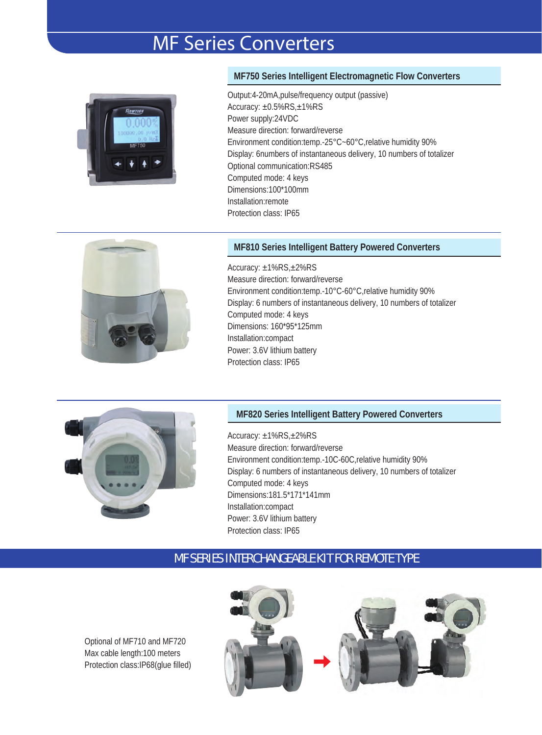# MF Series Converters

## MF750 Series Intelligent Electromagnetic Flow Converters

Output:4-20mA,pulse/frequency output (passive)
Accuracy: ±0.5%RS,±1%RS
Power supply:24VDC
Measure direction: forward/reverse
Environment condition:temp.-25°C~60°C,relative humidity 90%
Display: 6numbers of instantaneous delivery, 10 numbers of totalizer
Optional communication:RS485
Computed mode: 4 keys
Dimensions:100*100mm
Installation:remote
Protection class: IP65

## MF810 Series Intelligent Battery Powered Converters

Accuracy: ±1%RS,±2%RS
Measure direction: forward/reverse
Environment condition:temp.-10°C-60°C,relative humidity 90%
Display: 6 numbers of instantaneous delivery, 10 numbers of totalizer
Computed mode: 4 keys
Dimensions: 160*95*125mm
Installation:compact
Power: 3.6V lithium battery
Protection class: IP65

## MF820 Series Intelligent Battery Powered Converters

Accuracy: ±1%RS,±2%RS
Measure direction: forward/reverse
Environment condition:temp.-10C-60C,relative humidity 90%
Display: 6 numbers of instantaneous delivery, 10 numbers of totalizer
Computed mode: 4 keys
Dimensions:181.5*171*141mm
Installation:compact
Power: 3.6V lithium battery
Protection class: IP65

## MF SERIES INTERCHANGEABLE KIT FOR REMOTE TYPE

Optional of MF710 and MF720
Max cable length:100 meters
Protection class:IP68(glue filled)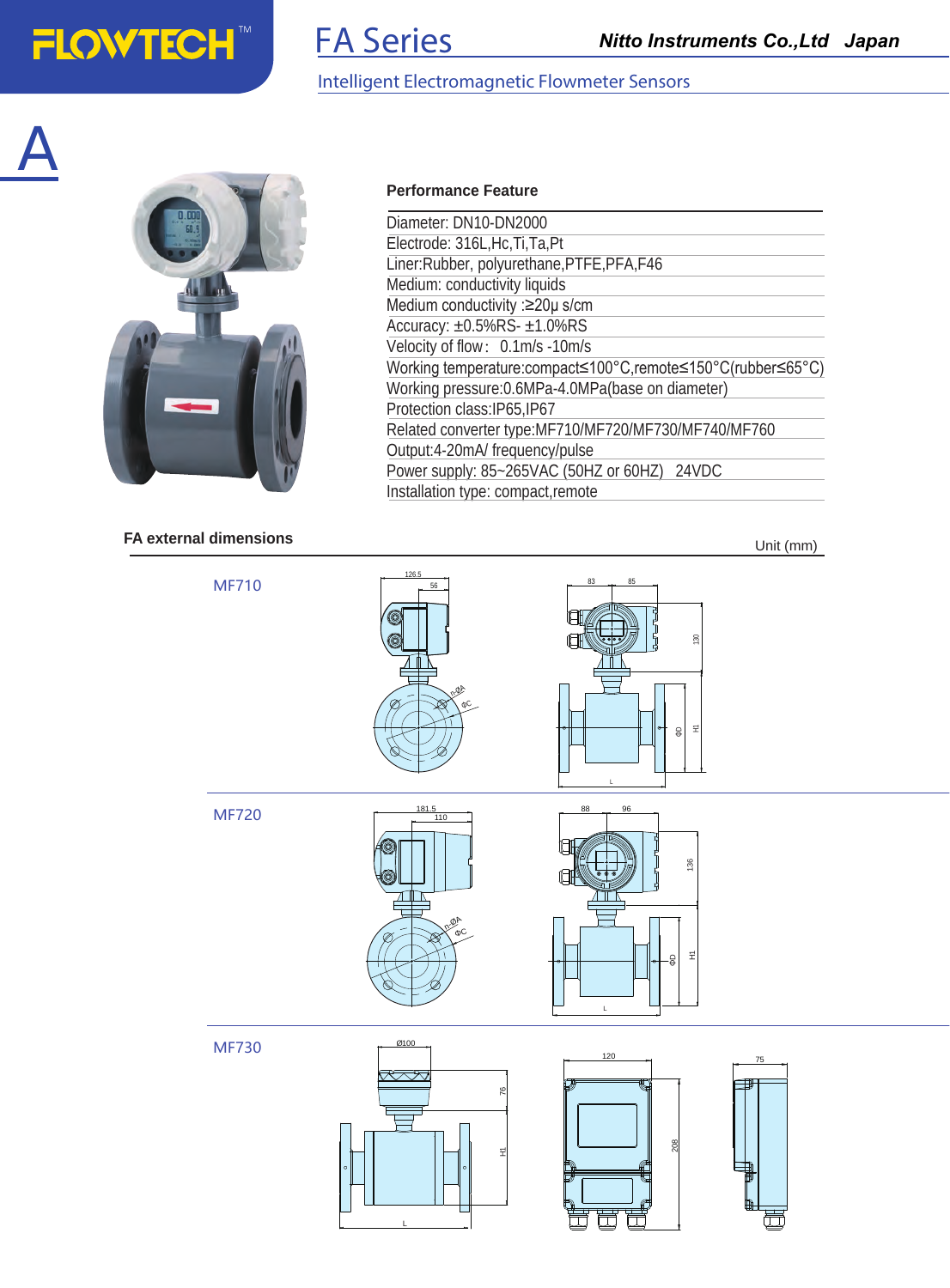# FA Series

Nitto Instruments Co.,Ltd Japan

Intelligent Electromagnetic Flowmeter Sensors

A

## Performance Feature

- Diameter: DN10-DN2000
- Electrode: 316L,Hc,Ti,Ta,Pt
- Liner:Rubber, polyurethane,PTFE,PFA,F46
- Medium: conductivity liquids
- Medium conductivity :≥20μ s/cm
- Accuracy: ±0.5%RS- ±1.0%RS
- Velocity of flow: 0.1m/s -10m/s
- Working temperature:compact≤100°C,remote≤150°C(rubber≤65°C)
- Working pressure:0.6MPa-4.0MPa(base on diameter)
- Protection class:IP65,IP67
- Related converter type:MF710/MF720/MF730/MF740/MF760
- Output:4-20mA/ frequency/pulse
- Power supply: 85~265VAC (50HZ or 60HZ) 24VDC
- Installation type: compact,remote

## FA external dimensions

Unit (mm)

### MF710

126.5, 56, n-ØA, ΦC, 83, 85, 130, ΦD, H1, L

### MF720

181.5, 110, n-ØA, ΦC, 88, 96, 136, ΦD, H1, L

### MF730

Ø100, 76, H1, L, 120, 208, 75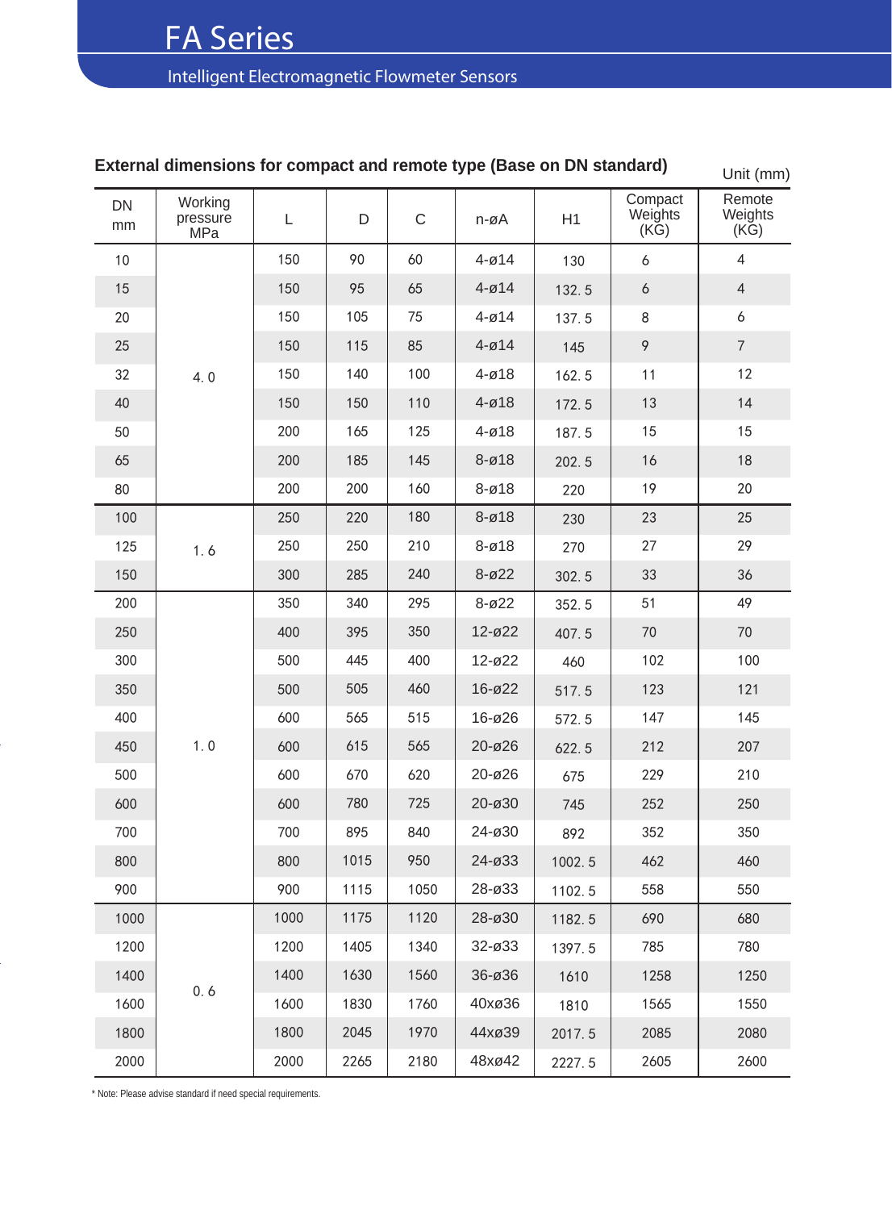# FA Series

Intelligent Electromagnetic Flowmeter Sensors

**External dimensions for compact and remote type (Base on DN standard)**

Unit (mm)

| DN mm | Working pressure MPa | L | D | C | n-øA | H1 | Compact Weights (KG) | Remote Weights (KG) |
|---|---|---|---|---|---|---|---|---|
| 10 | 4. 0 | 150 | 90 | 60 | 4-ø14 | 130 | 6 | 4 |
| 15 | | 150 | 95 | 65 | 4-ø14 | 132. 5 | 6 | 4 |
| 20 | | 150 | 105 | 75 | 4-ø14 | 137. 5 | 8 | 6 |
| 25 | | 150 | 115 | 85 | 4-ø14 | 145 | 9 | 7 |
| 32 | | 150 | 140 | 100 | 4-ø18 | 162. 5 | 11 | 12 |
| 40 | | 150 | 150 | 110 | 4-ø18 | 172. 5 | 13 | 14 |
| 50 | | 200 | 165 | 125 | 4-ø18 | 187. 5 | 15 | 15 |
| 65 | | 200 | 185 | 145 | 8-ø18 | 202. 5 | 16 | 18 |
| 80 | | 200 | 200 | 160 | 8-ø18 | 220 | 19 | 20 |
| 100 | 1. 6 | 250 | 220 | 180 | 8-ø18 | 230 | 23 | 25 |
| 125 | | 250 | 250 | 210 | 8-ø18 | 270 | 27 | 29 |
| 150 | | 300 | 285 | 240 | 8-ø22 | 302. 5 | 33 | 36 |
| 200 | 1. 0 | 350 | 340 | 295 | 8-ø22 | 352. 5 | 51 | 49 |
| 250 | | 400 | 395 | 350 | 12-ø22 | 407. 5 | 70 | 70 |
| 300 | | 500 | 445 | 400 | 12-ø22 | 460 | 102 | 100 |
| 350 | | 500 | 505 | 460 | 16-ø22 | 517. 5 | 123 | 121 |
| 400 | | 600 | 565 | 515 | 16-ø26 | 572. 5 | 147 | 145 |
| 450 | | 600 | 615 | 565 | 20-ø26 | 622. 5 | 212 | 207 |
| 500 | | 600 | 670 | 620 | 20-ø26 | 675 | 229 | 210 |
| 600 | | 600 | 780 | 725 | 20-ø30 | 745 | 252 | 250 |
| 700 | | 700 | 895 | 840 | 24-ø30 | 892 | 352 | 350 |
| 800 | | 800 | 1015 | 950 | 24-ø33 | 1002. 5 | 462 | 460 |
| 900 | | 900 | 1115 | 1050 | 28-ø33 | 1102. 5 | 558 | 550 |
| 1000 | 0. 6 | 1000 | 1175 | 1120 | 28-ø30 | 1182. 5 | 690 | 680 |
| 1200 | | 1200 | 1405 | 1340 | 32-ø33 | 1397. 5 | 785 | 780 |
| 1400 | | 1400 | 1630 | 1560 | 36-ø36 | 1610 | 1258 | 1250 |
| 1600 | | 1600 | 1830 | 1760 | 40xø36 | 1810 | 1565 | 1550 |
| 1800 | | 1800 | 2045 | 1970 | 44xø39 | 2017. 5 | 2085 | 2080 |
| 2000 | | 2000 | 2265 | 2180 | 48xø42 | 2227. 5 | 2605 | 2600 |

* Note: Please advise standard if need special requirements.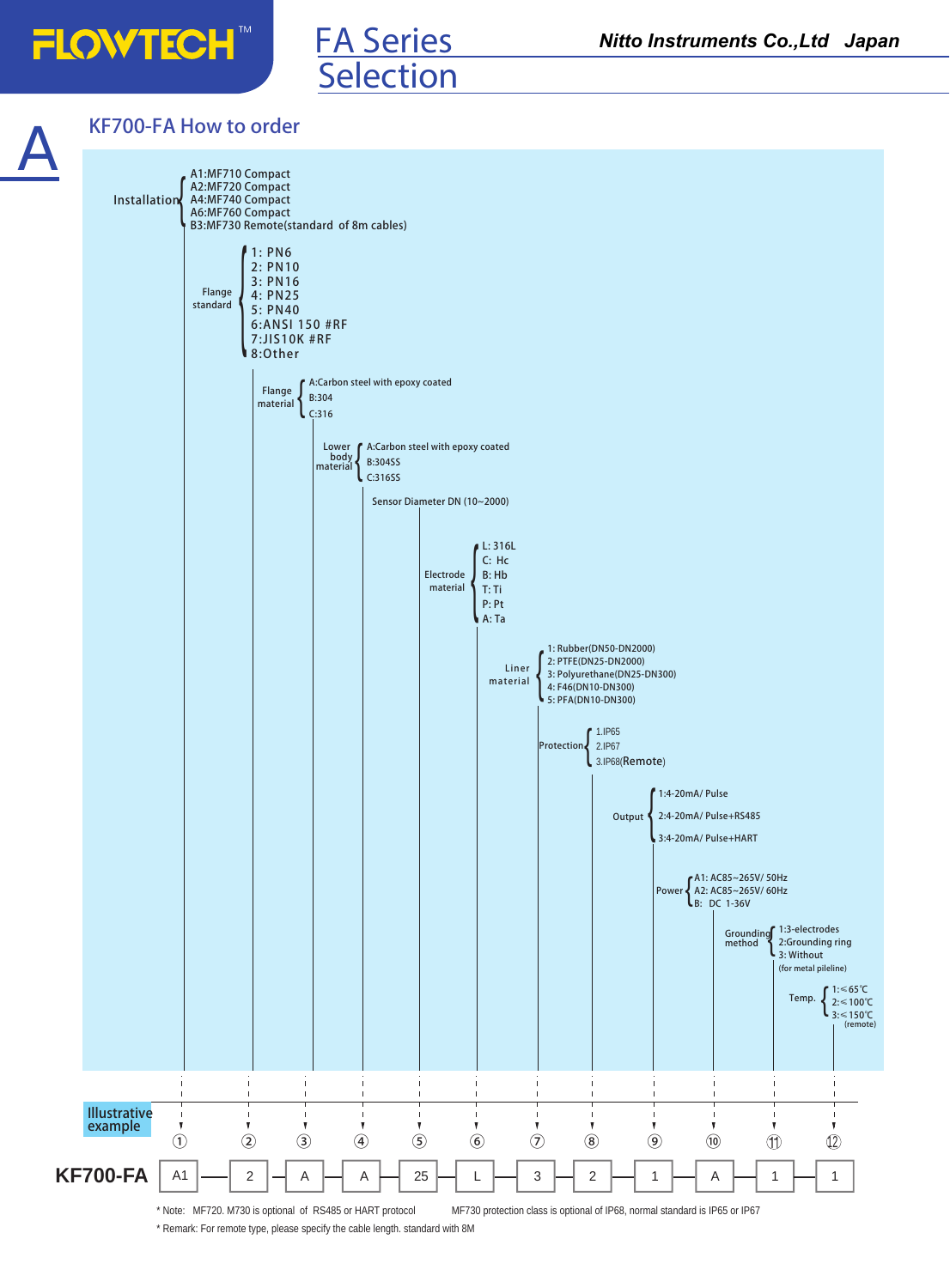# FA Series Selection

Nitto Instruments Co.,Ltd Japan

## A

### KF700-FA How to order

**① Installation**
- A1:MF710 Compact
- A2:MF720 Compact
- A4:MF740 Compact
- A6:MF760 Compact
- B3:MF730 Remote(standard of 8m cables)

**② Flange standard**
- 1: PN6
- 2: PN10
- 3: PN16
- 4: PN25
- 5: PN40
- 6:ANSI 150 #RF
- 7:JIS10K #RF
- 8:Other

**③ Flange material**
- A:Carbon steel with epoxy coated
- B:304
- C:316

**④ Lower body material**
- A:Carbon steel with epoxy coated
- B:304SS
- C:316SS

**⑤ Sensor Diameter DN (10~2000)**

**⑥ Electrode material**
- L: 316L
- C: Hc
- B: Hb
- T: Ti
- P: Pt
- A: Ta

**⑦ Liner material**
- 1: Rubber(DN50-DN2000)
- 2: PTFE(DN25-DN2000)
- 3: Polyurethane(DN25-DN300)
- 4: F46(DN10-DN300)
- 5: PFA(DN10-DN300)

**⑧ Protection**
- 1.IP65
- 2.IP67
- 3.IP68(Remote)

**⑨ Output**
- 1:4-20mA/ Pulse
- 2:4-20mA/ Pulse+RS485
- 3:4-20mA/ Pulse+HART

**⑩ Power**
- A1: AC85~265V/ 50Hz
- A2: AC85~265V/ 60Hz
- B: DC 1-36V

**⑪ Grounding method**
- 1:3-electrodes
- 2:Grounding ring
- 3: Without (for metal pipeline)

**⑫ Temp.**
- 1:≤65℃
- 2:≤100℃
- 3:≤150℃ (remote)

**Illustrative example**

| | ① | ② | ③ | ④ | ⑤ | ⑥ | ⑦ | ⑧ | ⑨ | ⑩ | ⑪ | ⑫ |
|---|---|---|---|---|---|---|---|---|---|---|---|---|
| KF700-FA | A1 | 2 | A | A | 25 | L | 3 | 2 | 1 | A | 1 | 1 |

\* Note: MF720. M730 is optional of RS485 or HART protocol    MF730 protection class is optional of IP68, normal standard is IP65 or IP67

\* Remark: For remote type, please specify the cable length. standard with 8M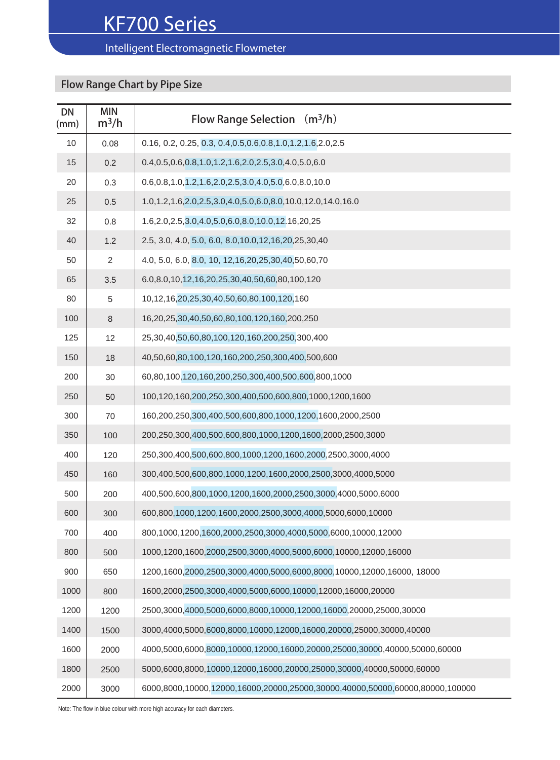# KF700 Series

Intelligent Electromagnetic Flowmeter

## Flow Range Chart by Pipe Size

| DN (mm) | MIN $m^3/h$ | Flow Range Selection （$m^3/h$） |
|---|---|---|
| 10 | 0.08 | 0.16, 0.2, 0.25, 0.3, 0.4,0.5,0.6,0.8,1.0,1.2,1.6,2.0,2.5 |
| 15 | 0.2 | 0.4,0.5,0.6,0.8,1.0,1.2,1.6,2.0,2.5,3.0,4.0,5.0,6.0 |
| 20 | 0.3 | 0.6,0.8,1.0,1.2,1.6,2.0,2.5,3.0,4.0,5.0,6.0,8.0,10.0 |
| 25 | 0.5 | 1.0,1.2,1.6,2.0,2.5,3.0,4.0,5.0,6.0,8.0,10.0,12.0,14.0,16.0 |
| 32 | 0.8 | 1.6,2.0,2.5,3.0,4.0,5.0,6.0,8.0,10.0,12.16,20,25 |
| 40 | 1.2 | 2.5, 3.0, 4.0, 5.0, 6.0, 8.0,10.0,12,16,20,25,30,40 |
| 50 | 2 | 4.0, 5.0, 6.0, 8.0, 10, 12,16,20,25,30,40,50,60,70 |
| 65 | 3.5 | 6.0,8.0,10,12,16,20,25,30,40,50,60,80,100,120 |
| 80 | 5 | 10,12,16,20,25,30,40,50,60,80,100,120,160 |
| 100 | 8 | 16,20,25,30,40,50,60,80,100,120,160,200,250 |
| 125 | 12 | 25,30,40,50,60,80,100,120,160,200,250,300,400 |
| 150 | 18 | 40,50,60,80,100,120,160,200,250,300,400,500,600 |
| 200 | 30 | 60,80,100,120,160,200,250,300,400,500,600,800,1000 |
| 250 | 50 | 100,120,160,200,250,300,400,500,600,800,1000,1200,1600 |
| 300 | 70 | 160,200,250,300,400,500,600,800,1000,1200,1600,2000,2500 |
| 350 | 100 | 200,250,300,400,500,600,800,1000,1200,1600,2000,2500,3000 |
| 400 | 120 | 250,300,400,500,600,800,1000,1200,1600,2000,2500,3000,4000 |
| 450 | 160 | 300,400,500,600,800,1000,1200,1600,2000,2500,3000,4000,5000 |
| 500 | 200 | 400,500,600,800,1000,1200,1600,2000,2500,3000,4000,5000,6000 |
| 600 | 300 | 600,800,1000,1200,1600,2000,2500,3000,4000,5000,6000,10000 |
| 700 | 400 | 800,1000,1200,1600,2000,2500,3000,4000,5000,6000,10000,12000 |
| 800 | 500 | 1000,1200,1600,2000,2500,3000,4000,5000,6000,10000,12000,16000 |
| 900 | 650 | 1200,1600,2000,2500,3000,4000,5000,6000,8000,10000,12000,16000, 18000 |
| 1000 | 800 | 1600,2000,2500,3000,4000,5000,6000,10000,12000,16000,20000 |
| 1200 | 1200 | 2500,3000,4000,5000,6000,8000,10000,12000,16000,20000,25000,30000 |
| 1400 | 1500 | 3000,4000,5000,6000,8000,10000,12000,16000,20000,25000,30000,40000 |
| 1600 | 2000 | 4000,5000,6000,8000,10000,12000,16000,20000,25000,30000,40000,50000,60000 |
| 1800 | 2500 | 5000,6000,8000,10000,12000,16000,20000,25000,30000,40000,50000,60000 |
| 2000 | 3000 | 6000,8000,10000,12000,16000,20000,25000,30000,40000,50000,60000,80000,100000 |

Note: The flow in blue colour with more high accuracy for each diameters.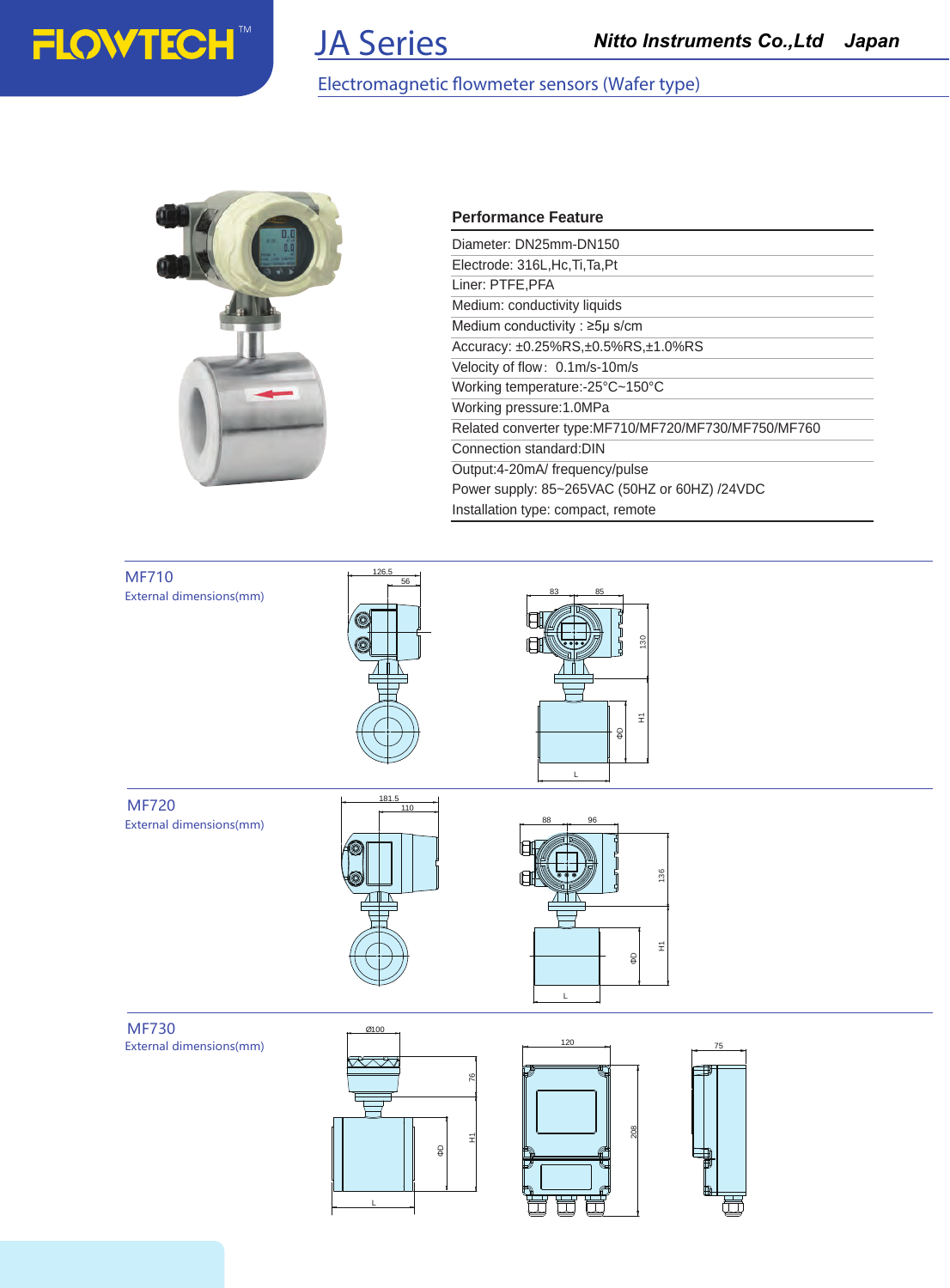# JA Series

Nitto Instruments Co.,Ltd Japan

## Electromagnetic flowmeter sensors (Wafer type)

### Performance Feature

| Performance Feature |
|---|
| Diameter: DN25mm-DN150 |
| Electrode: 316L,Hc,Ti,Ta,Pt |
| Liner: PTFE,PFA |
| Medium: conductivity liquids |
| Medium conductivity : ≥5μ s/cm |
| Accuracy: ±0.25%RS,±0.5%RS,±1.0%RS |
| Velocity of flow: 0.1m/s-10m/s |
| Working temperature:-25°C~150°C |
| Working pressure:1.0MPa |
| Related converter type:MF710/MF720/MF730/MF750/MF760 |
| Connection standard:DIN |
| Output:4-20mA/ frequency/pulse |
| Power supply: 85~265VAC (50HZ or 60HZ) /24VDC |
| Installation type: compact, remote |

### MF710

External dimensions(mm)

126.5, 56, 83, 85, 130, H1, ΦD, L

### MF720

External dimensions(mm)

181.5, 110, 88, 96, 136, H1, ΦD, L

### MF730

External dimensions(mm)

Ø100, 76, H1, ΦD, L, 120, 208, 75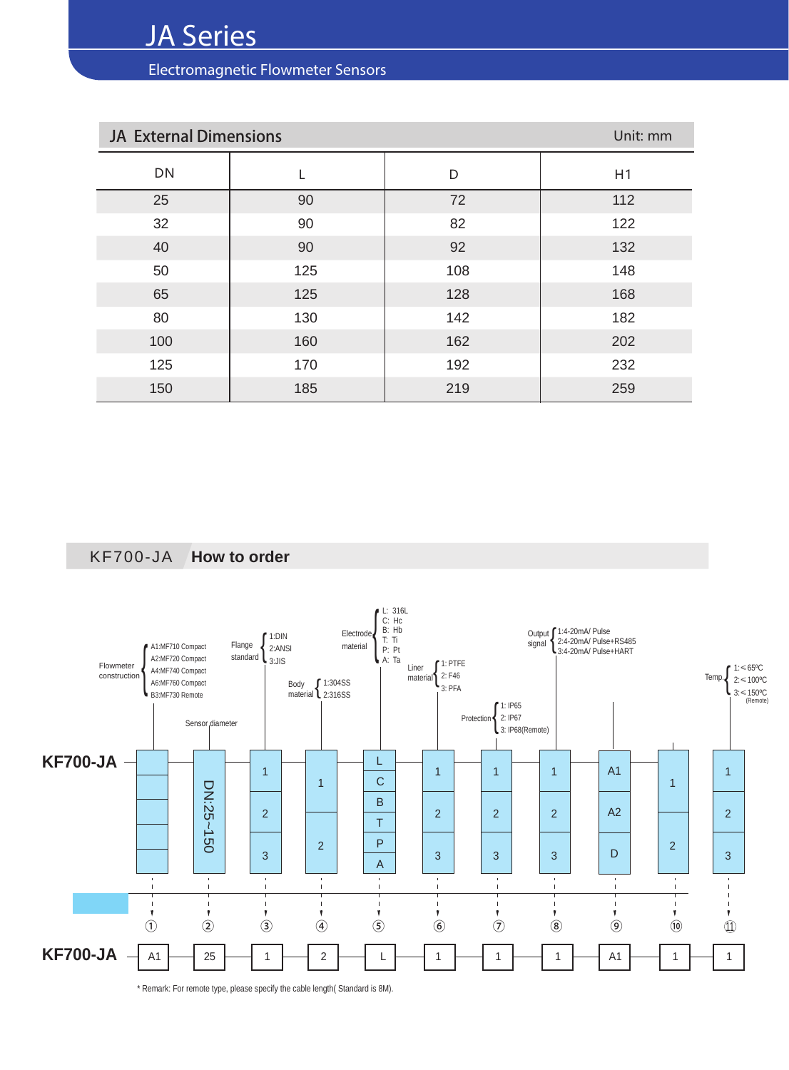# JA Series

Electromagnetic Flowmeter Sensors

## JA External Dimensions

Unit: mm

| DN | L | D | H1 |
|---|---|---|---|
| 25 | 90 | 72 | 112 |
| 32 | 90 | 82 | 122 |
| 40 | 90 | 92 | 132 |
| 50 | 125 | 108 | 148 |
| 65 | 125 | 128 | 168 |
| 80 | 130 | 142 | 182 |
| 100 | 160 | 162 | 202 |
| 125 | 170 | 192 | 232 |
| 150 | 185 | 219 | 259 |

## KF700-JA How to order

KF700-JA

① Flowmeter construction:
- A1:MF710 Compact
- A2:MF720 Compact
- A4:MF740 Compact
- A6:MF760 Compact
- B3:MF730 Remote

② Sensor diameter: DN:25~150

③ Flange standard:
- 1:DIN
- 2:ANSI
- 3:JIS

④ Body material:
- 1:304SS
- 2:316SS

⑤ Electrode material:
- L: 316L
- C: Hc
- B: Hb
- T: Ti
- P: Pt
- A: Ta

⑥ Liner material:
- 1: PTFE
- 2: F46
- 3: PFA

⑦ Protection:
- 1: IP65
- 2: IP67
- 3: IP68(Remote)

⑧ Output signal:
- 1:4-20mA/ Pulse
- 2:4-20mA/ Pulse+RS485
- 3:4-20mA/ Pulse+HART

⑨ A1 / A2 / D

⑩ 1 / 2

⑪ Temp.:
- 1: ≤65ºC
- 2: ≤100ºC
- 3: ≤150ºC (Remote)

Example: KF700-JA — A1 — 25 — 1 — 2 — L — 1 — 1 — 1 — A1 — 1 — 1

* Remark: For remote type, please specify the cable length( Standard is 8M).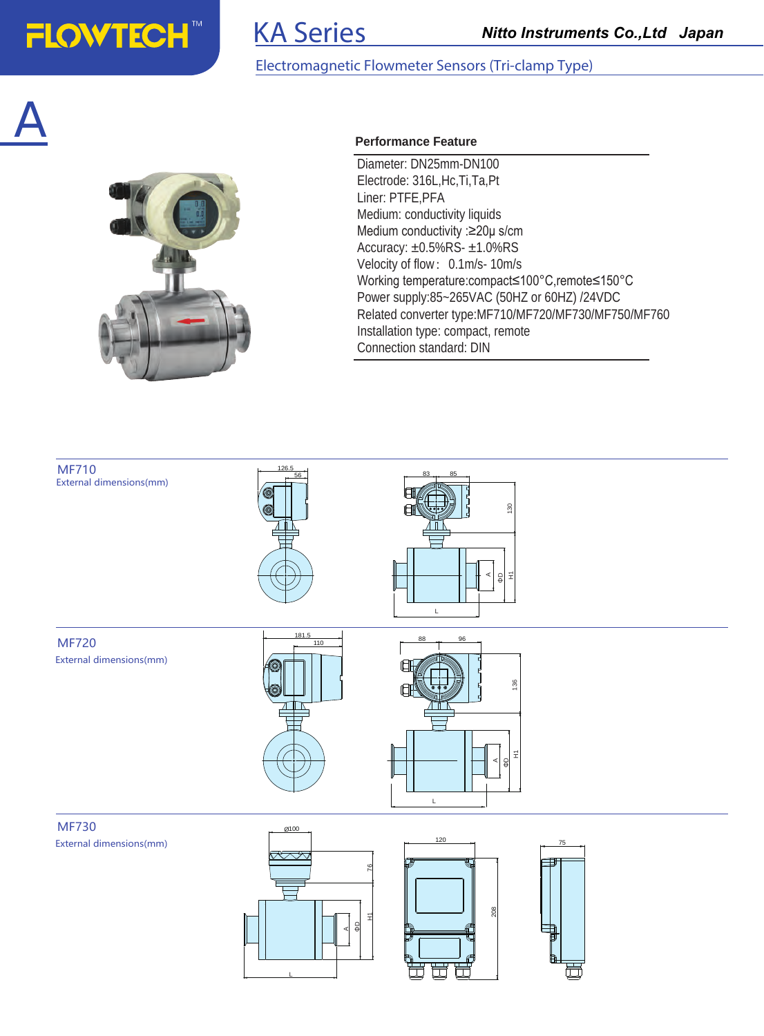# KA Series

**Nitto Instruments Co.,Ltd Japan**

## Electromagnetic Flowmeter Sensors (Tri-clamp Type)

# A

### Performance Feature

Diameter: DN25mm-DN100
Electrode: 316L,Hc,Ti,Ta,Pt
Liner: PTFE,PFA
Medium: conductivity liquids
Medium conductivity :≥20μ s/cm
Accuracy: ±0.5%RS- ±1.0%RS
Velocity of flow： 0.1m/s- 10m/s
Working temperature:compact≤100°C,remote≤150°C
Power supply:85~265VAC (50HZ or 60HZ) /24VDC
Related converter type:MF710/MF720/MF730/MF750/MF760
Installation type: compact, remote
Connection standard: DIN

### MF710

External dimensions(mm)

### MF720

External dimensions(mm)

### MF730

External dimensions(mm)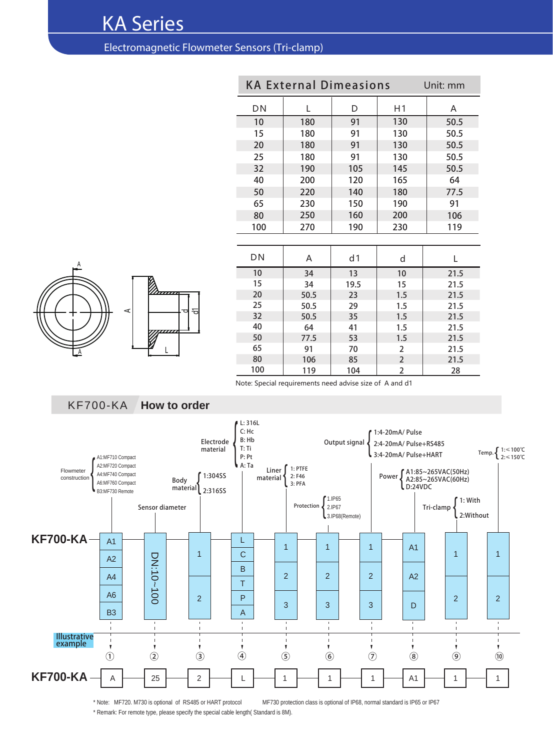# KA Series

## Electromagnetic Flowmeter Sensors (Tri-clamp)

### KA External Dimeasions

Unit: mm

| DN | L | D | H1 | A |
|---|---|---|---|---|
| 10 | 180 | 91 | 130 | 50.5 |
| 15 | 180 | 91 | 130 | 50.5 |
| 20 | 180 | 91 | 130 | 50.5 |
| 25 | 180 | 91 | 130 | 50.5 |
| 32 | 190 | 105 | 145 | 50.5 |
| 40 | 200 | 120 | 165 | 64 |
| 50 | 220 | 140 | 180 | 77.5 |
| 65 | 230 | 150 | 190 | 91 |
| 80 | 250 | 160 | 200 | 106 |
| 100 | 270 | 190 | 230 | 119 |

| DN | A | d1 | d | L |
|---|---|---|---|---|
| 10 | 34 | 13 | 10 | 21.5 |
| 15 | 34 | 19.5 | 15 | 21.5 |
| 20 | 50.5 | 23 | 1.5 | 21.5 |
| 25 | 50.5 | 29 | 1.5 | 21.5 |
| 32 | 50.5 | 35 | 1.5 | 21.5 |
| 40 | 64 | 41 | 1.5 | 21.5 |
| 50 | 77.5 | 53 | 1.5 | 21.5 |
| 65 | 91 | 70 | 2 | 21.5 |
| 80 | 106 | 85 | 2 | 21.5 |
| 100 | 119 | 104 | 2 | 28 |

Note: Special requirements need advise size of A and d1

## KF700-KA How to order

**KF700-KA**

1. Flowmeter construction: A1:MF710 Compact; A2:MF720 Compact; A4:MF740 Compact; A6:MF760 Compact; B3:MF730 Remote
2. Sensor diameter: DN:10~100
3. Body material: 1:304SS; 2:316SS
4. Electrode material: L: 316L; C: Hc; B: Hb; T: Ti; P: Pt; A: Ta
5. Liner material: 1: PTFE; 2: F46; 3: PFA
6. Protection: 1.IP65; 2.IP67; 3.IP68(Remote)
7. Output signal: 1:4-20mA/ Pulse; 2:4-20mA/ Pulse+RS485; 3:4-20mA/ Pulse+HART
8. Power: A1:85~265VAC(50Hz); A2:85~265VAC(60Hz); D:24VDC
9. Tri-clamp: 1: With; 2:Without
10. Temp.: 1:≤100℃; 2:≤150℃

**Illustrative example**

| | ① | ② | ③ | ④ | ⑤ | ⑥ | ⑦ | ⑧ | ⑨ | ⑩ |
|---|---|---|---|---|---|---|---|---|---|---|
| KF700-KA | A | 25 | 2 | L | 1 | 1 | 1 | A1 | 1 | 1 |

* Note: MF720. M730 is optional of RS485 or HART protocol  MF730 protection class is optional of IP68, normal standard is IP65 or IP67

* Remark: For remote type, please specify the special cable length( Standard is 8M).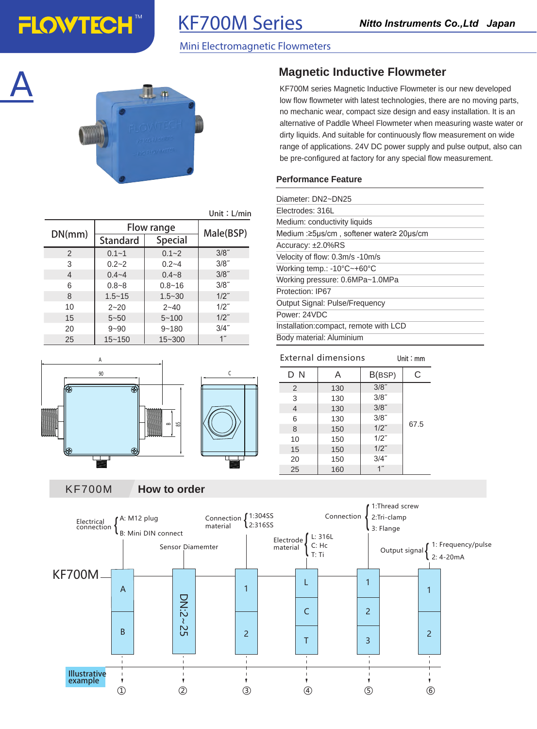# KF700M Series

## Mini Electromagnetic Flowmeters

Nitto Instruments Co.,Ltd Japan

A

## Magnetic Inductive Flowmeter

KF700M series Magnetic Inductive Flowmeter is our new developed low flow flowmeter with latest technologies, there are no moving parts, no mechanic wear, compact size design and easy installation. It is an alternative of Paddle Wheel Flowmeter when measuring waste water or dirty liquids. And suitable for continuously flow measurement on wide range of applications. 24V DC power supply and pulse output, also can be pre-configured at factory for any special flow measurement.

### Performance Feature

- Diameter: DN2~DN25
- Electrodes: 316L
- Medium: conductivity liquids
- Medium :≥5μs/cm , softener water≥ 20μs/cm
- Accuracy: ±2.0%RS
- Velocity of flow: 0.3m/s -10m/s
- Working temp.: -10°C~+60°C
- Working pressure: 0.6MPa~1.0MPa
- Protection: IP67
- Output Signal: Pulse/Frequency
- Power: 24VDC
- Installation:compact, remote with LCD
- Body material: Aluminium

Unit：L/min

| DN(mm) | Flow range | | Male(BSP) |
|---|---|---|---|
| | Standard | Special | |
| 2 | 0.1~1 | 0.1~2 | 3/8˝ |
| 3 | 0.2~2 | 0.2~4 | 3/8˝ |
| 4 | 0.4~4 | 0.4~8 | 3/8˝ |
| 6 | 0.8~8 | 0.8~16 | 3/8˝ |
| 8 | 1.5~15 | 1.5~30 | 1/2˝ |
| 10 | 2~20 | 2~40 | 1/2˝ |
| 15 | 5~50 | 5~100 | 1/2˝ |
| 20 | 9~90 | 9~180 | 3/4˝ |
| 25 | 15~150 | 15~300 | 1˝ |

### External dimensions

Unit：mm

| D N | A | B(BSP) | C |
|---|---|---|---|
| 2 | 130 | 3/8˝ | 67.5 |
| 3 | 130 | 3/8˝ | |
| 4 | 130 | 3/8˝ | |
| 6 | 130 | 3/8˝ | |
| 8 | 150 | 1/2˝ | |
| 10 | 150 | 1/2˝ | |
| 15 | 150 | 1/2˝ | |
| 20 | 150 | 3/4˝ | |
| 25 | 160 | 1˝ | |

## KF700M How to order

KF700M – ① – ② – ③ – ④ – ⑤ – ⑥

- ① Electrical connection: A: M12 plug; B: Mini DIN connect
- ② Sensor Diamemter: DN:2~25
- ③ Connection material: 1:304SS; 2:316SS
- ④ Electrode material: L: 316L; C: Hc; T: Ti
- ⑤ Connection: 1:Thread screw; 2:Tri-clamp; 3: Flange
- ⑥ Output signal: 1: Frequency/pulse; 2: 4-20mA

Illustrative example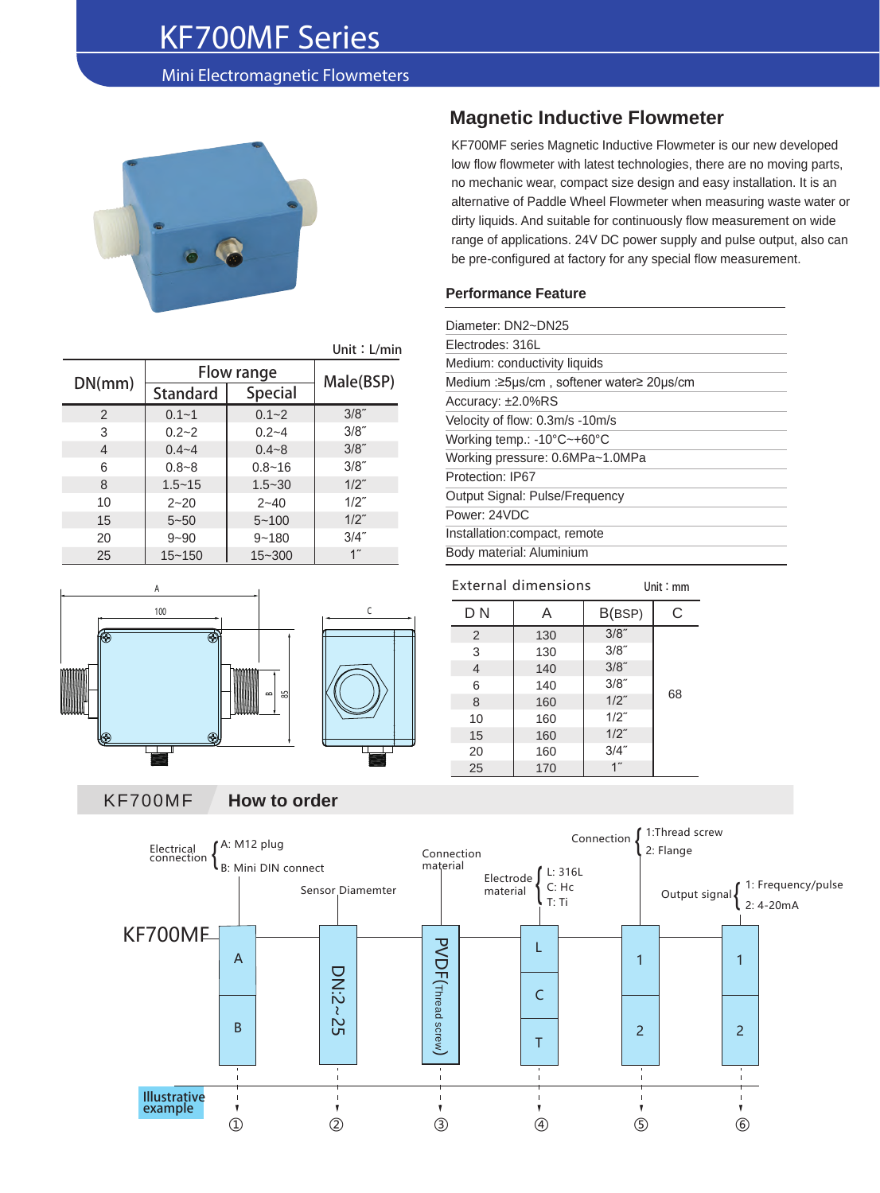# KF700MF Series

Mini Electromagnetic Flowmeters

## Magnetic Inductive Flowmeter

KF700MF series Magnetic Inductive Flowmeter is our new developed low flow flowmeter with latest technologies, there are no moving parts, no mechanic wear, compact size design and easy installation. It is an alternative of Paddle Wheel Flowmeter when measuring waste water or dirty liquids. And suitable for continuously flow measurement on wide range of applications. 24V DC power supply and pulse output, also can be pre-configured at factory for any special flow measurement.

### Performance Feature

- Diameter: DN2~DN25
- Electrodes: 316L
- Medium: conductivity liquids
- Medium :≥5μs/cm , softener water≥ 20μs/cm
- Accuracy: ±2.0%RS
- Velocity of flow: 0.3m/s -10m/s
- Working temp.: -10°C~+60°C
- Working pressure: 0.6MPa~1.0MPa
- Protection: IP67
- Output Signal: Pulse/Frequency
- Power: 24VDC
- Installation:compact, remote
- Body material: Aluminium

Unit：L/min

| DN(mm) | Flow range | | Male(BSP) |
|---|---|---|---|
| | Standard | Special | |
| 2 | 0.1~1 | 0.1~2 | 3/8˝ |
| 3 | 0.2~2 | 0.2~4 | 3/8˝ |
| 4 | 0.4~4 | 0.4~8 | 3/8˝ |
| 6 | 0.8~8 | 0.8~16 | 3/8˝ |
| 8 | 1.5~15 | 1.5~30 | 1/2˝ |
| 10 | 2~20 | 2~40 | 1/2˝ |
| 15 | 5~50 | 5~100 | 1/2˝ |
| 20 | 9~90 | 9~180 | 3/4˝ |
| 25 | 15~150 | 15~300 | 1˝ |

A
100
B
85
C

### External dimensions

Unit：mm

| DN | A | B(BSP) | C |
|---|---|---|---|
| 2 | 130 | 3/8˝ | 68 |
| 3 | 130 | 3/8˝ | 68 |
| 4 | 140 | 3/8˝ | 68 |
| 6 | 140 | 3/8˝ | 68 |
| 8 | 160 | 1/2˝ | 68 |
| 10 | 160 | 1/2˝ | 68 |
| 15 | 160 | 1/2˝ | 68 |
| 20 | 160 | 3/4˝ | 68 |
| 25 | 170 | 1˝ | 68 |

## KF700MF How to order

KF700MF

① Electrical connection: A: M12 plug; B: Mini DIN connect

② Sensor Diamemter: DN:2~25

③ Connection material: PVDF(Thread screw)

④ Electrode material: L: 316L; C: Hc; T: Ti

⑤ Connection: 1:Thread screw; 2: Flange

⑥ Output signal: 1: Frequency/pulse; 2: 4-20mA

Illustrative example